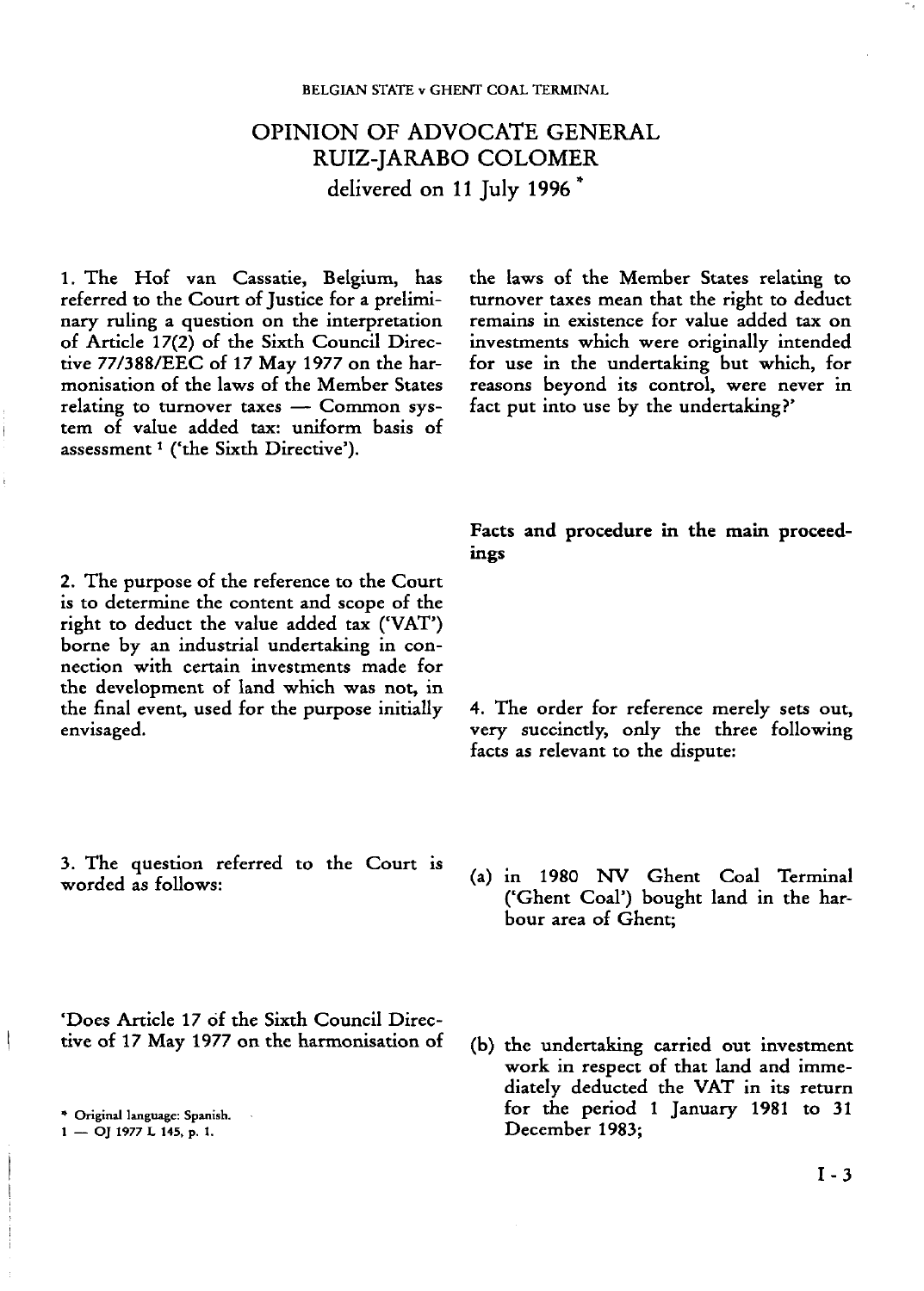# OPINION OF ADVOCATE GENERAL RUIZ-JARABO COLOMER

delivered on 11 July 1996 *

1. The Hof van Cassatie, Belgium, has referred to the Court of Justice for a preliminary ruling a question on the interpretation of Article 17(2) of the Sixth Council Directive 77/388/EEC of 17 May 1977 on the harmonisation of the laws of the Member States relating to turnover taxes — Common system of value added tax: uniform basis of assessment [1] ('the Sixth Directive').

2. The purpose of the reference to the Court is to determine the content and scope of the right to deduct the value added tax ('VAT') borne by an industrial undertaking in connection with certain investments made for the development of land which was not, in the final event, used for the purpose initially envisaged.

3. The question referred to the Court is worded as follows:

'Does Article 17 of the Sixth Council Directive of 17 May 1977 on the harmonisation of the laws of the Member States relating to turnover taxes mean that the right to deduct remains in existence for value added tax on investments which were originally intended for use in the undertaking but which, for reasons beyond its control, were never in fact put into use by the undertaking?'

## Facts and procedure in the main proceedings

4. The order for reference merely sets out, very succinctly, only the three following facts as relevant to the dispute:

(a) in 1980 NV Ghent Coal Terminal ('Ghent Coal') bought land in the harbour area of Ghent;

(b) the undertaking carried out investment work in respect of that land and immediately deducted the VAT in its return for the period 1 January 1981 to 31 December 1983;

\* Original language: Spanish.

1 — OJ 1977 L 145, p. 1.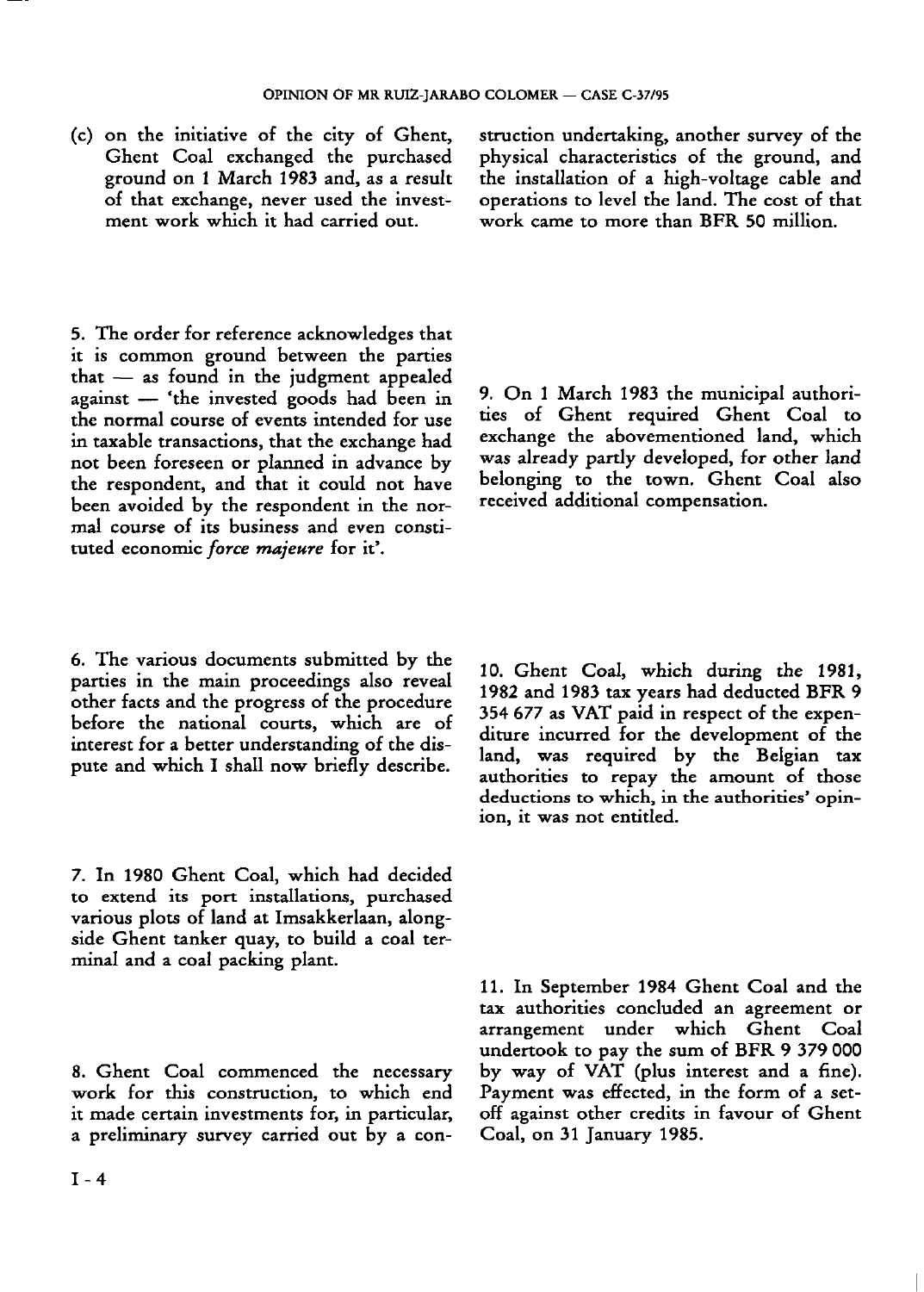(c) on the initiative of the city of Ghent, Ghent Coal exchanged the purchased ground on 1 March 1983 and, as a result of that exchange, never used the investment work which it had carried out.

5. The order for reference acknowledges that it is common ground between the parties that — as found in the judgment appealed against — 'the invested goods had been in the normal course of events intended for use in taxable transactions, that the exchange had not been foreseen or planned in advance by the respondent, and that it could not have been avoided by the respondent in the normal course of its business and even constituted economic *force majeure* for it'.

6. The various documents submitted by the parties in the main proceedings also reveal other facts and the progress of the procedure before the national courts, which are of interest for a better understanding of the dispute and which I shall now briefly describe.

7. In 1980 Ghent Coal, which had decided to extend its port installations, purchased various plots of land at Imsakkerlaan, alongside Ghent tanker quay, to build a coal terminal and a coal packing plant.

8. Ghent Coal commenced the necessary work for this construction, to which end it made certain investments for, in particular, a preliminary survey carried out by a construction undertaking, another survey of the physical characteristics of the ground, and the installation of a high-voltage cable and operations to level the land. The cost of that work came to more than BFR 50 million.

9. On 1 March 1983 the municipal authorities of Ghent required Ghent Coal to exchange the abovementioned land, which was already partly developed, for other land belonging to the town. Ghent Coal also received additional compensation.

10. Ghent Coal, which during the 1981, 1982 and 1983 tax years had deducted BFR 9 354 677 as VAT paid in respect of the expenditure incurred for the development of the land, was required by the Belgian tax authorities to repay the amount of those deductions to which, in the authorities' opinion, it was not entitled.

11. In September 1984 Ghent Coal and the tax authorities concluded an agreement or arrangement under which Ghent Coal undertook to pay the sum of BFR 9 379 000 by way of VAT (plus interest and a fine). Payment was effected, in the form of a set-off against other credits in favour of Ghent Coal, on 31 January 1985.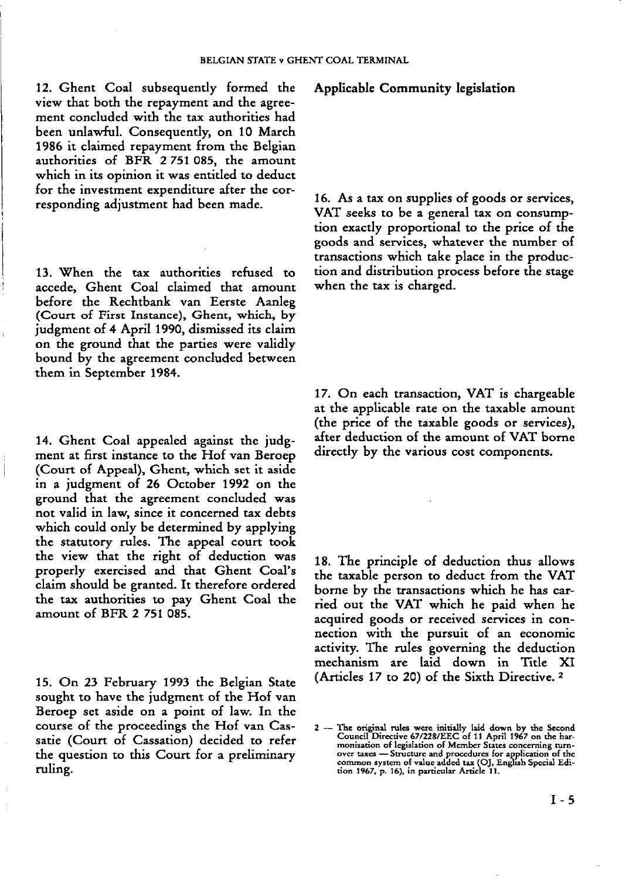12. Ghent Coal subsequently formed the view that both the repayment and the agreement concluded with the tax authorities had been unlawful. Consequently, on 10 March 1986 it claimed repayment from the Belgian authorities of BFR 2 751 085, the amount which in its opinion it was entitled to deduct for the investment expenditure after the corresponding adjustment had been made.

13. When the tax authorities refused to accede, Ghent Coal claimed that amount before the Rechtbank van Eerste Aanleg (Court of First Instance), Ghent, which, by judgment of 4 April 1990, dismissed its claim on the ground that the parties were validly bound by the agreement concluded between them in September 1984.

14. Ghent Coal appealed against the judgment at first instance to the Hof van Beroep (Court of Appeal), Ghent, which set it aside in a judgment of 26 October 1992 on the ground that the agreement concluded was not valid in law, since it concerned tax debts which could only be determined by applying the statutory rules. The appeal court took the view that the right of deduction was properly exercised and that Ghent Coal's claim should be granted. It therefore ordered the tax authorities to pay Ghent Coal the amount of BFR 2 751 085.

15. On 23 February 1993 the Belgian State sought to have the judgment of the Hof van Beroep set aside on a point of law. In the course of the proceedings the Hof van Cassatie (Court of Cassation) decided to refer the question to this Court for a preliminary ruling.

## Applicable Community legislation

16. As a tax on supplies of goods or services, VAT seeks to be a general tax on consumption exactly proportional to the price of the goods and services, whatever the number of transactions which take place in the production and distribution process before the stage when the tax is charged.

17. On each transaction, VAT is chargeable at the applicable rate on the taxable amount (the price of the taxable goods or services), after deduction of the amount of VAT borne directly by the various cost components.

18. The principle of deduction thus allows the taxable person to deduct from the VAT borne by the transactions which he has carried out the VAT which he paid when he acquired goods or received services in connection with the pursuit of an economic activity. The rules governing the deduction mechanism are laid down in Title XI (Articles 17 to 20) of the Sixth Directive. [2]

2 — The original rules were initially laid down by the Second Council Directive 67/228/EEC of 11 April 1967 on the harmonisation of legislation of Member States concerning turnover taxes — Structure and procedures for application of the common system of value added tax (OJ, English Special Edition 1967, p. 16), in particular Article 11.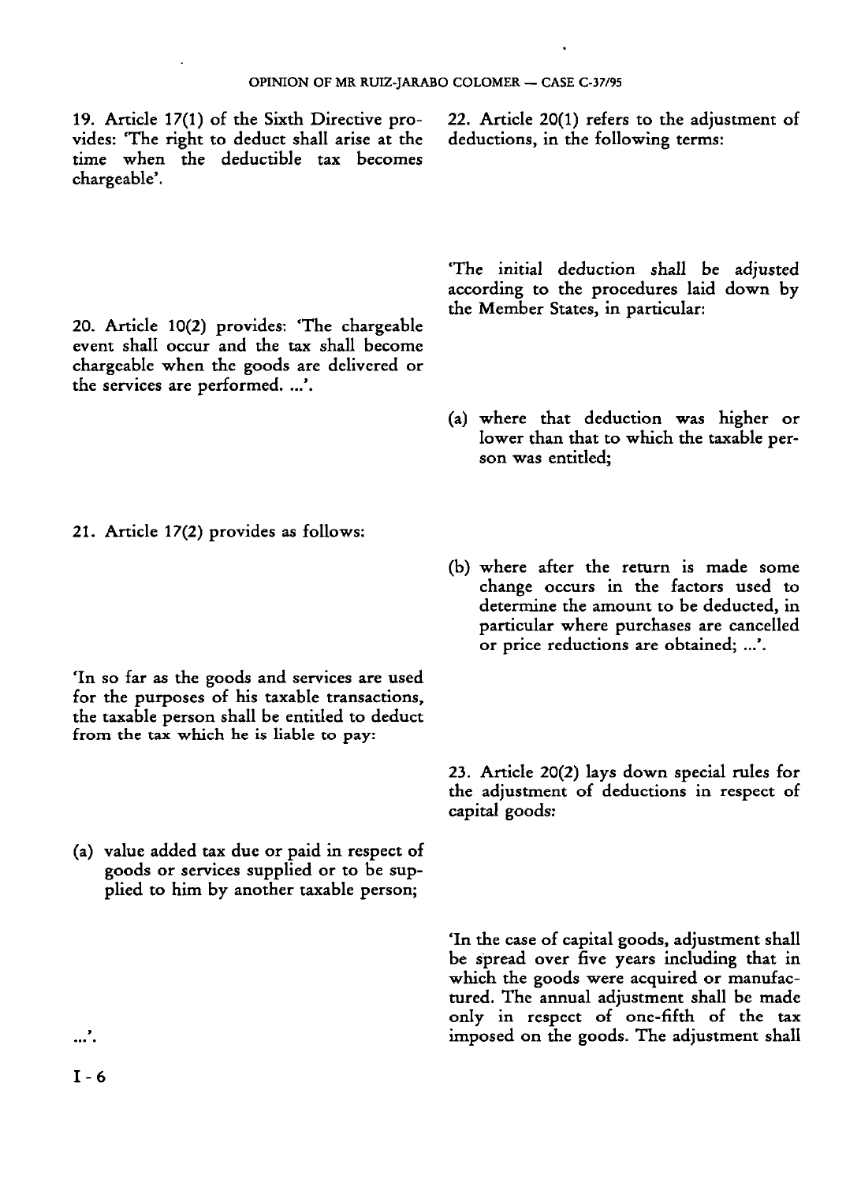19. Article 17(1) of the Sixth Directive provides: 'The right to deduct shall arise at the time when the deductible tax becomes chargeable'.

20. Article 10(2) provides: 'The chargeable event shall occur and the tax shall become chargeable when the goods are delivered or the services are performed. ...'.

21. Article 17(2) provides as follows:

'In so far as the goods and services are used for the purposes of his taxable transactions, the taxable person shall be entitled to deduct from the tax which he is liable to pay:

(a) value added tax due or paid in respect of goods or services supplied or to be supplied to him by another taxable person;

...'.

22. Article 20(1) refers to the adjustment of deductions, in the following terms:

'The initial deduction shall be adjusted according to the procedures laid down by the Member States, in particular:

(a) where that deduction was higher or lower than that to which the taxable person was entitled;

(b) where after the return is made some change occurs in the factors used to determine the amount to be deducted, in particular where purchases are cancelled or price reductions are obtained; ...'.

23. Article 20(2) lays down special rules for the adjustment of deductions in respect of capital goods:

'In the case of capital goods, adjustment shall be spread over five years including that in which the goods were acquired or manufactured. The annual adjustment shall be made only in respect of one-fifth of the tax imposed on the goods. The adjustment shall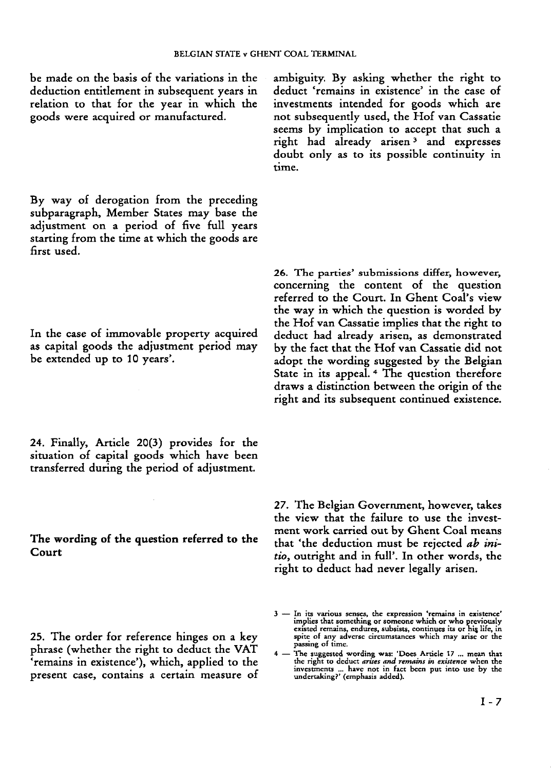be made on the basis of the variations in the deduction entitlement in subsequent years in relation to that for the year in which the goods were acquired or manufactured.

By way of derogation from the preceding subparagraph, Member States may base the adjustment on a period of five full years starting from the time at which the goods are first used.

In the case of immovable property acquired as capital goods the adjustment period may be extended up to 10 years'.

24. Finally, Article 20(3) provides for the situation of capital goods which have been transferred during the period of adjustment.

## The wording of the question referred to the Court

25. The order for reference hinges on a key phrase (whether the right to deduct the VAT 'remains in existence'), which, applied to the present case, contains a certain measure of ambiguity. By asking whether the right to deduct 'remains in existence' in the case of investments intended for goods which are not subsequently used, the Hof van Cassatie seems by implication to accept that such a right had already arisen [3] and expresses doubt only as to its possible continuity in time.

26. The parties' submissions differ, however, concerning the content of the question referred to the Court. In Ghent Coal's view the way in which the question is worded by the Hof van Cassatie implies that the right to deduct had already arisen, as demonstrated by the fact that the Hof van Cassatie did not adopt the wording suggested by the Belgian State in its appeal. [4] The question therefore draws a distinction between the origin of the right and its subsequent continued existence.

27. The Belgian Government, however, takes the view that the failure to use the investment work carried out by Ghent Coal means that 'the deduction must be rejected *ab initio*, outright and in full'. In other words, the right to deduct had never legally arisen.

3 — In its various senses, the expression 'remains in existence' implies that something or someone which or who previously existed remains, endures, subsists, continues its or his life, in spite of any adverse circumstances which may arise or the passing of time.

4 — The suggested wording was: 'Does Article 17 ... mean that the right to deduct *arises and remains in existence* when the investments ... have not in fact been put into use by the undertaking?' (emphasis added).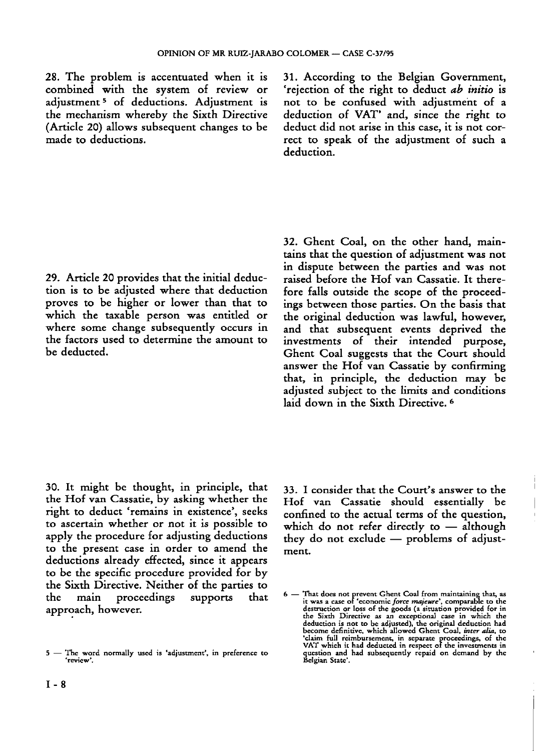28. The problem is accentuated when it is combined with the system of review or adjustment [5] of deductions. Adjustment is the mechanism whereby the Sixth Directive (Article 20) allows subsequent changes to be made to deductions.

29. Article 20 provides that the initial deduction is to be adjusted where that deduction proves to be higher or lower than that to which the taxable person was entitled or where some change subsequently occurs in the factors used to determine the amount to be deducted.

30. It might be thought, in principle, that the Hof van Cassatie, by asking whether the right to deduct 'remains in existence', seeks to ascertain whether or not it is possible to apply the procedure for adjusting deductions to the present case in order to amend the deductions already effected, since it appears to be the specific procedure provided for by the Sixth Directive. Neither of the parties to the main proceedings supports that approach, however.

31. According to the Belgian Government, 'rejection of the right to deduct *ab initio* is not to be confused with adjustment of a deduction of VAT' and, since the right to deduct did not arise in this case, it is not correct to speak of the adjustment of such a deduction.

32. Ghent Coal, on the other hand, maintains that the question of adjustment was not in dispute between the parties and was not raised before the Hof van Cassatie. It therefore falls outside the scope of the proceedings between those parties. On the basis that the original deduction was lawful, however, and that subsequent events deprived the investments of their intended purpose, Ghent Coal suggests that the Court should answer the Hof van Cassatie by confirming that, in principle, the deduction may be adjusted subject to the limits and conditions laid down in the Sixth Directive. [6]

33. I consider that the Court's answer to the Hof van Cassatie should essentially be confined to the actual terms of the question, which do not refer directly to — although they do not exclude — problems of adjustment.

5 — The word normally used is 'adjustment', in preference to 'review'.

6 — That does not prevent Ghent Coal from maintaining that, as it was a case of 'economic *force majeure*', comparable to the destruction or loss of the goods (a situation provided for in the Sixth Directive as an exceptional case in which the deduction is not to be adjusted), the original deduction had become definitive, which allowed Ghent Coal, *inter alia*, to 'claim full reimbursement, in separate proceedings, of the VAT which it had deducted in respect of the investments in question and had subsequently repaid on demand by the Belgian State'.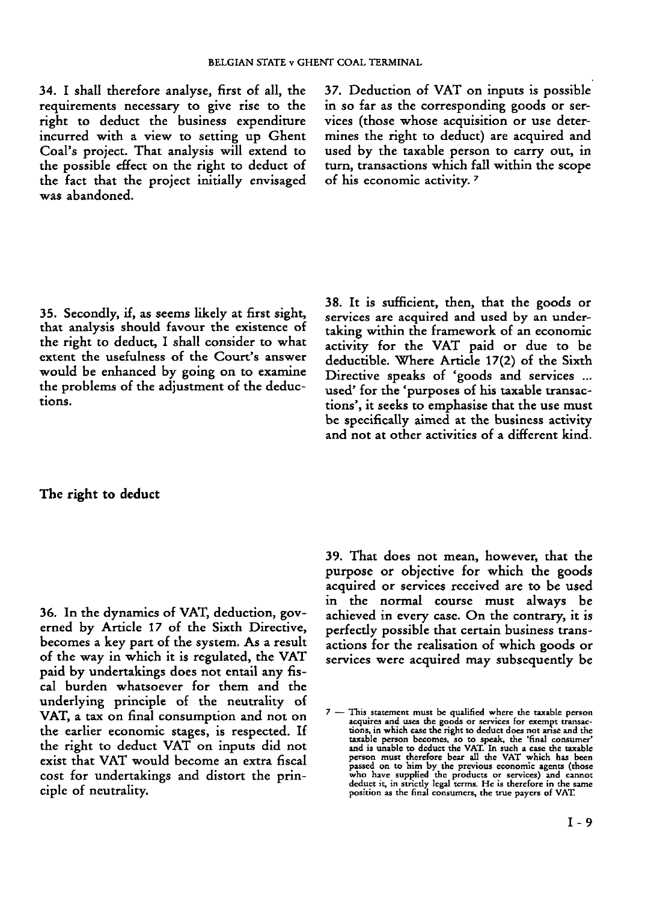34. I shall therefore analyse, first of all, the requirements necessary to give rise to the right to deduct the business expenditure incurred with a view to setting up Ghent Coal's project. That analysis will extend to the possible effect on the right to deduct of the fact that the project initially envisaged was abandoned.

35. Secondly, if, as seems likely at first sight, that analysis should favour the existence of the right to deduct, I shall consider to what extent the usefulness of the Court's answer would be enhanced by going on to examine the problems of the adjustment of the deductions.

## The right to deduct

36. In the dynamics of VAT, deduction, governed by Article 17 of the Sixth Directive, becomes a key part of the system. As a result of the way in which it is regulated, the VAT paid by undertakings does not entail any fiscal burden whatsoever for them and the underlying principle of the neutrality of VAT, a tax on final consumption and not on the earlier economic stages, is respected. If the right to deduct VAT on inputs did not exist that VAT would become an extra fiscal cost for undertakings and distort the principle of neutrality.

37. Deduction of VAT on inputs is possible in so far as the corresponding goods or services (those whose acquisition or use determines the right to deduct) are acquired and used by the taxable person to carry out, in turn, transactions which fall within the scope of his economic activity. [7]

38. It is sufficient, then, that the goods or services are acquired and used by an undertaking within the framework of an economic activity for the VAT paid or due to be deductible. Where Article 17(2) of the Sixth Directive speaks of 'goods and services ... used' for the 'purposes of his taxable transactions', it seeks to emphasise that the use must be specifically aimed at the business activity and not at other activities of a different kind.

39. That does not mean, however, that the purpose or objective for which the goods acquired or services received are to be used in the normal course must always be achieved in every case. On the contrary, it is perfectly possible that certain business transactions for the realisation of which goods or services were acquired may subsequently be

7 — This statement must be qualified where the taxable person acquires and uses the goods or services for exempt transactions, in which case the right to deduct does not arise and the taxable person becomes, so to speak, the 'final consumer' and is unable to deduct the VAT. In such a case the taxable person must therefore bear all the VAT which has been passed on to him by the previous economic agents (those who have supplied the products or services) and cannot deduct it, in strictly legal terms. He is therefore in the same position as the final consumers, the true payers of VAT.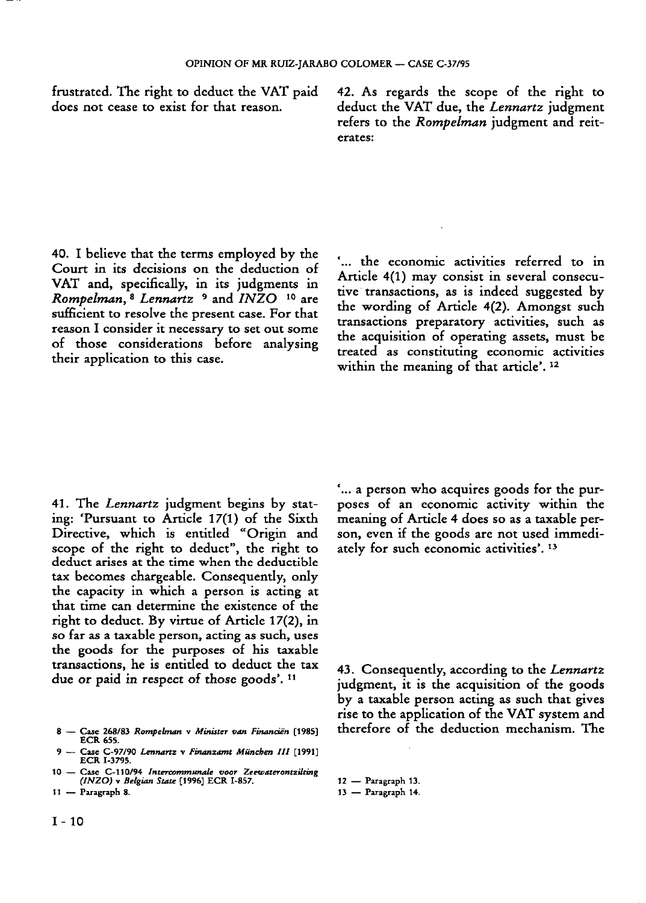frustrated. The right to deduct the VAT paid does not cease to exist for that reason.

40. I believe that the terms employed by the Court in its decisions on the deduction of VAT and, specifically, in its judgments in *Rompelman*, [8] *Lennartz* [9] and *INZO* [10] are sufficient to resolve the present case. For that reason I consider it necessary to set out some of those considerations before analysing their application to this case.

41. The *Lennartz* judgment begins by stating: 'Pursuant to Article 17(1) of the Sixth Directive, which is entitled "Origin and scope of the right to deduct", the right to deduct arises at the time when the deductible tax becomes chargeable. Consequently, only the capacity in which a person is acting at that time can determine the existence of the right to deduct. By virtue of Article 17(2), in so far as a taxable person, acting as such, uses the goods for the purposes of his taxable transactions, he is entitled to deduct the tax due or paid in respect of those goods'. [11]

42. As regards the scope of the right to deduct the VAT due, the *Lennartz* judgment refers to the *Rompelman* judgment and reiterates:

'... the economic activities referred to in Article 4(1) may consist in several consecutive transactions, as is indeed suggested by the wording of Article 4(2). Amongst such transactions preparatory activities, such as the acquisition of operating assets, must be treated as constituting economic activities within the meaning of that article'. [12]

'... a person who acquires goods for the purposes of an economic activity within the meaning of Article 4 does so as a taxable person, even if the goods are not used immediately for such economic activities'. [13]

43. Consequently, according to the *Lennartz* judgment, it is the acquisition of the goods by a taxable person acting as such that gives rise to the application of the VAT system and therefore of the deduction mechanism. The

8 — Case 268/83 *Rompelman* v *Minister van Financiën* [1985] ECR 655.

9 — Case C-97/90 *Lennartz* v *Finanzamt München III* [1991] ECR I-3795.

10 — Case C-110/94 *Intercommunale voor Zeewaterontzilting (INZO)* v *Belgian State* [1996] ECR I-857.

11 — Paragraph 8.

12 — Paragraph 13.

13 — Paragraph 14.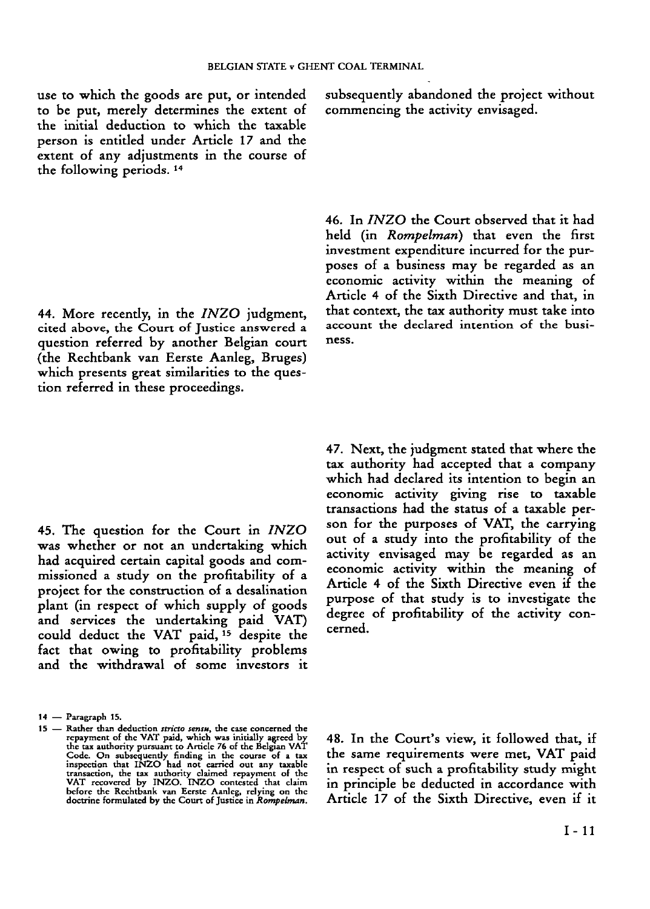use to which the goods are put, or intended to be put, merely determines the extent of the initial deduction to which the taxable person is entitled under Article 17 and the extent of any adjustments in the course of the following periods. [14]

44. More recently, in the *INZO* judgment, cited above, the Court of Justice answered a question referred by another Belgian court (the Rechtbank van Eerste Aanleg, Bruges) which presents great similarities to the question referred in these proceedings.

45. The question for the Court in *INZO* was whether or not an undertaking which had acquired certain capital goods and commissioned a study on the profitability of a project for the construction of a desalination plant (in respect of which supply of goods and services the undertaking paid VAT) could deduct the VAT paid, [15] despite the fact that owing to profitability problems and the withdrawal of some investors it subsequently abandoned the project without commencing the activity envisaged.

46. In *INZO* the Court observed that it had held (in *Rompelman*) that even the first investment expenditure incurred for the purposes of a business may be regarded as an economic activity within the meaning of Article 4 of the Sixth Directive and that, in that context, the tax authority must take into account the declared intention of the business.

47. Next, the judgment stated that where the tax authority had accepted that a company which had declared its intention to begin an economic activity giving rise to taxable transactions had the status of a taxable person for the purposes of VAT, the carrying out of a study into the profitability of the activity envisaged may be regarded as an economic activity within the meaning of Article 4 of the Sixth Directive even if the purpose of that study is to investigate the degree of profitability of the activity concerned.

48. In the Court's view, it followed that, if the same requirements were met, VAT paid in respect of such a profitability study might in principle be deducted in accordance with Article 17 of the Sixth Directive, even if it

14 — Paragraph 15.

15 — Rather than deduction *stricto sensu*, the case concerned the repayment of the VAT paid, which was initially agreed by the tax authority pursuant to Article 76 of the Belgian VAT Code. On subsequently finding in the course of a tax inspection that INZO had not carried out any taxable transaction, the tax authority claimed repayment of the VAT recovered by INZO. INZO contested that claim before the Rechtbank van Eerste Aanleg, relying on the doctrine formulated by the Court of Justice in *Rompelman*.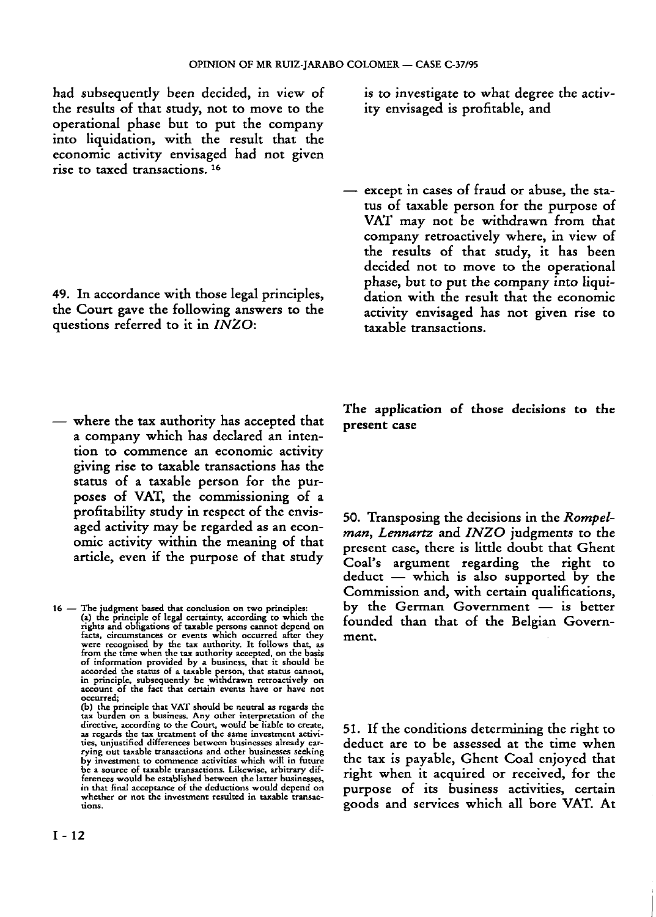had subsequently been decided, in view of the results of that study, not to move to the operational phase but to put the company into liquidation, with the result that the economic activity envisaged had not given rise to taxed transactions. [16]

49. In accordance with those legal principles, the Court gave the following answers to the questions referred to it in *INZO*:

— where the tax authority has accepted that a company which has declared an intention to commence an economic activity giving rise to taxable transactions has the status of a taxable person for the purposes of VAT, the commissioning of a profitability study in respect of the envisaged activity may be regarded as an economic activity within the meaning of that article, even if the purpose of that study is to investigate to what degree the activity envisaged is profitable, and

— except in cases of fraud or abuse, the status of taxable person for the purpose of VAT may not be withdrawn from that company retroactively where, in view of the results of that study, it has been decided not to move to the operational phase, but to put the company into liquidation with the result that the economic activity envisaged has not given rise to taxable transactions.

**The application of those decisions to the present case**

50. Transposing the decisions in the *Rompelman*, *Lennartz* and *INZO* judgments to the present case, there is little doubt that Ghent Coal's argument regarding the right to deduct — which is also supported by the Commission and, with certain qualifications, by the German Government — is better founded than that of the Belgian Government.

51. If the conditions determining the right to deduct are to be assessed at the time when the tax is payable, Ghent Coal enjoyed that right when it acquired or received, for the purpose of its business activities, certain goods and services which all bore VAT. At

16 — The judgment based that conclusion on two principles:
(a) the principle of legal certainty, according to which the rights and obligations of taxable persons cannot depend on facts, circumstances or events which occurred after they were recognised by the tax authority. It follows that, as from the time when the tax authority accepted, on the basis of information provided by a business, that it should be accorded the status of a taxable person, that status cannot, in principle, subsequently be withdrawn retroactively on account of the fact that certain events have or have not occurred;
(b) the principle that VAT should be neutral as regards the tax burden on a business. Any other interpretation of the directive, according to the Court, would be liable to create, as regards the tax treatment of the same investment activities, unjustified differences between businesses already carrying out taxable transactions and other businesses seeking by investment to commence activities which will in future be a source of taxable transactions. Likewise, arbitrary differences would be established between the latter businesses, in that final acceptance of the deductions would depend on whether or not the investment resulted in taxable transactions.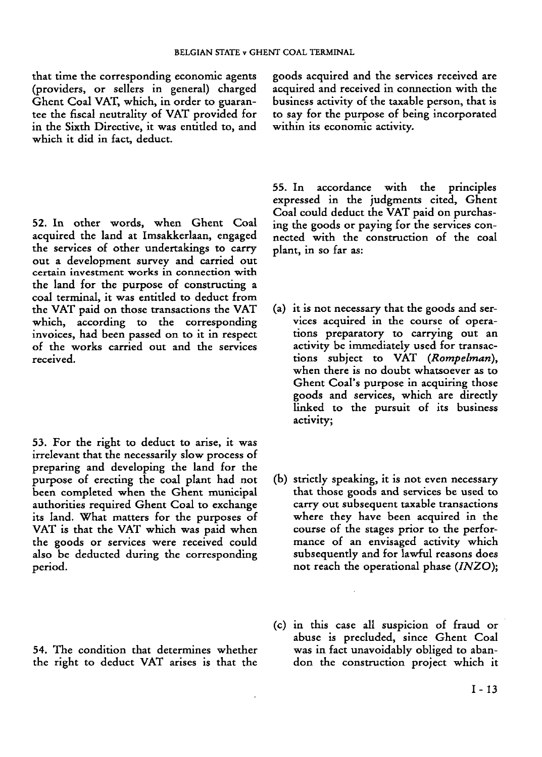that time the corresponding economic agents (providers, or sellers in general) charged Ghent Coal VAT, which, in order to guarantee the fiscal neutrality of VAT provided for in the Sixth Directive, it was entitled to, and which it did in fact, deduct.

52. In other words, when Ghent Coal acquired the land at Imsakkerlaan, engaged the services of other undertakings to carry out a development survey and carried out certain investment works in connection with the land for the purpose of constructing a coal terminal, it was entitled to deduct from the VAT paid on those transactions the VAT which, according to the corresponding invoices, had been passed on to it in respect of the works carried out and the services received.

53. For the right to deduct to arise, it was irrelevant that the necessarily slow process of preparing and developing the land for the purpose of erecting the coal plant had not been completed when the Ghent municipal authorities required Ghent Coal to exchange its land. What matters for the purposes of VAT is that the VAT which was paid when the goods or services were received could also be deducted during the corresponding period.

54. The condition that determines whether the right to deduct VAT arises is that the goods acquired and the services received are acquired and received in connection with the business activity of the taxable person, that is to say for the purpose of being incorporated within its economic activity.

55. In accordance with the principles expressed in the judgments cited, Ghent Coal could deduct the VAT paid on purchasing the goods or paying for the services connected with the construction of the coal plant, in so far as:

(a) it is not necessary that the goods and services acquired in the course of operations preparatory to carrying out an activity be immediately used for transactions subject to VAT (*Rompelman*), when there is no doubt whatsoever as to Ghent Coal's purpose in acquiring those goods and services, which are directly linked to the pursuit of its business activity;

(b) strictly speaking, it is not even necessary that those goods and services be used to carry out subsequent taxable transactions where they have been acquired in the course of the stages prior to the performance of an envisaged activity which subsequently and for lawful reasons does not reach the operational phase (*INZO*);

(c) in this case all suspicion of fraud or abuse is precluded, since Ghent Coal was in fact unavoidably obliged to abandon the construction project which it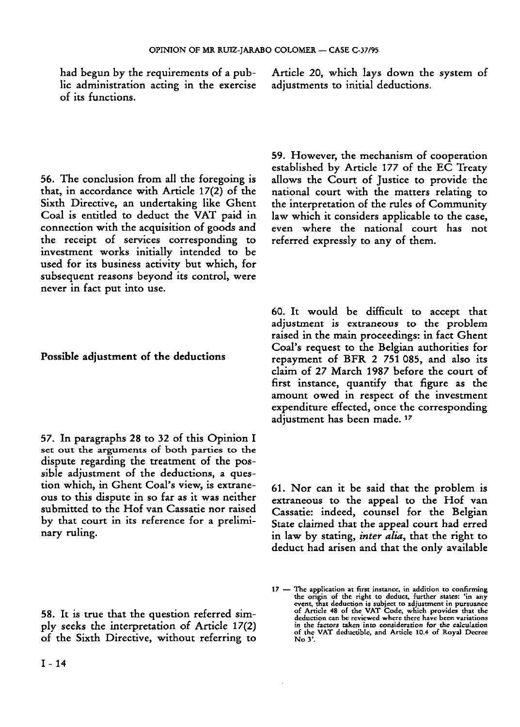had begun by the requirements of a public administration acting in the exercise of its functions.

56. The conclusion from all the foregoing is that, in accordance with Article 17(2) of the Sixth Directive, an undertaking like Ghent Coal is entitled to deduct the VAT paid in connection with the acquisition of goods and the receipt of services corresponding to investment works initially intended to be used for its business activity but which, for subsequent reasons beyond its control, were never in fact put into use.

## Possible adjustment of the deductions

57. In paragraphs 28 to 32 of this Opinion I set out the arguments of both parties to the dispute regarding the treatment of the possible adjustment of the deductions, a question which, in Ghent Coal's view, is extraneous to this dispute in so far as it was neither submitted to the Hof van Cassatie nor raised by that court in its reference for a preliminary ruling.

58. It is true that the question referred simply seeks the interpretation of Article 17(2) of the Sixth Directive, without referring to Article 20, which lays down the system of adjustments to initial deductions.

59. However, the mechanism of cooperation established by Article 177 of the EC Treaty allows the Court of Justice to provide the national court with the matters relating to the interpretation of the rules of Community law which it considers applicable to the case, even where the national court has not referred expressly to any of them.

60. It would be difficult to accept that adjustment is extraneous to the problem raised in the main proceedings: in fact Ghent Coal's request to the Belgian authorities for repayment of BFR 2 751 085, and also its claim of 27 March 1987 before the court of first instance, quantify that figure as the amount owed in respect of the investment expenditure effected, once the corresponding adjustment has been made. [17]

61. Nor can it be said that the problem is extraneous to the appeal to the Hof van Cassatie: indeed, counsel for the Belgian State claimed that the appeal court had erred in law by stating, *inter alia*, that the right to deduct had arisen and that the only available

17 — The application at first instance, in addition to confirming the origin of the right to deduct, further states: 'in any event, that deduction is subject to adjustment in pursuance of Article 48 of the VAT Code, which provides that the deduction can be reviewed where there have been variations in the factors taken into consideration for the calculation of the VAT deductible, and Article 10.4 of Royal Decree No 3'.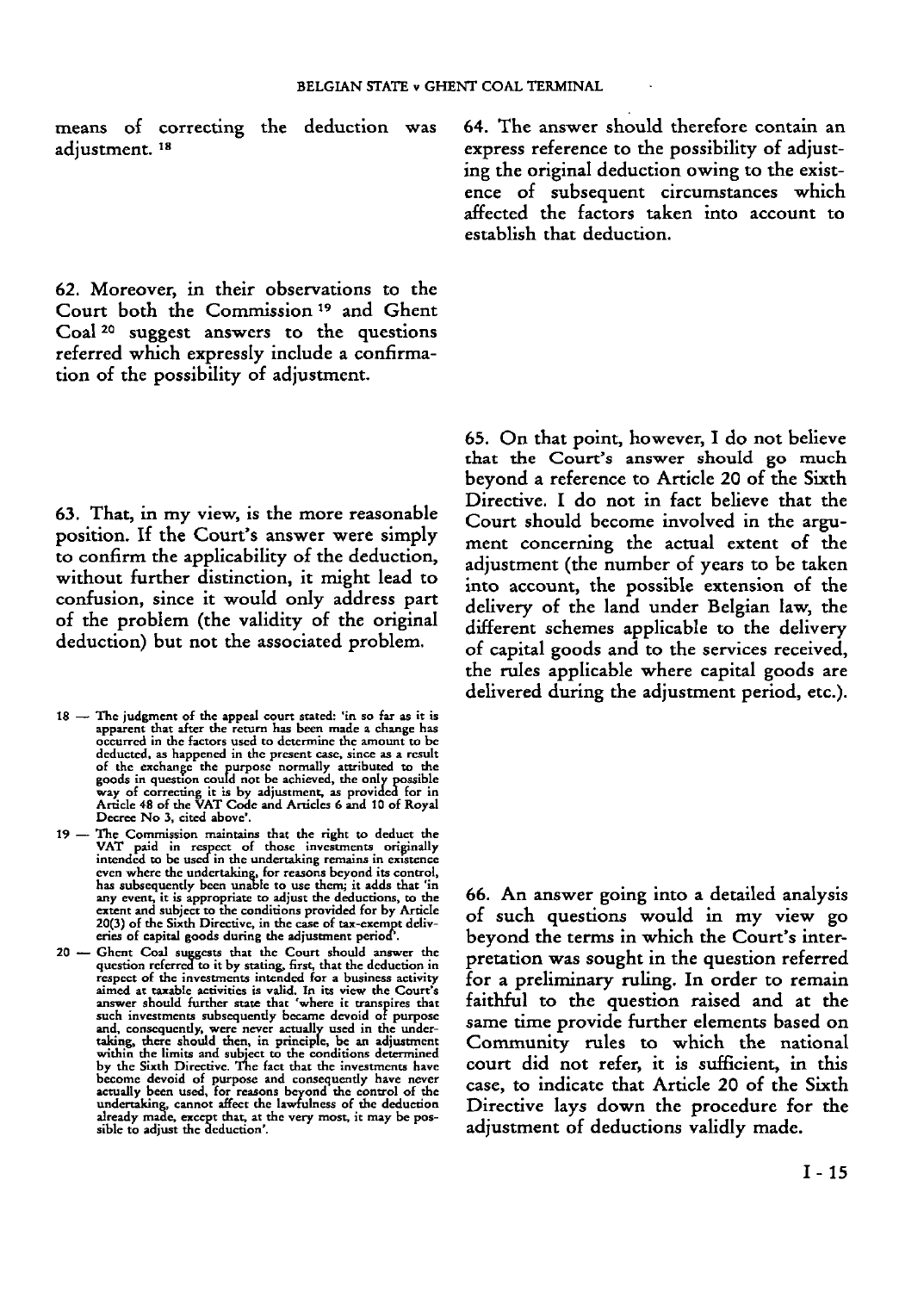means of correcting the deduction was adjustment. [18]

62. Moreover, in their observations to the Court both the Commission [19] and Ghent Coal [20] suggest answers to the questions referred which expressly include a confirmation of the possibility of adjustment.

63. That, in my view, is the more reasonable position. If the Court's answer were simply to confirm the applicability of the deduction, without further distinction, it might lead to confusion, since it would only address part of the problem (the validity of the original deduction) but not the associated problem.

64. The answer should therefore contain an express reference to the possibility of adjusting the original deduction owing to the existence of subsequent circumstances which affected the factors taken into account to establish that deduction.

65. On that point, however, I do not believe that the Court's answer should go much beyond a reference to Article 20 of the Sixth Directive. I do not in fact believe that the Court should become involved in the argument concerning the actual extent of the adjustment (the number of years to be taken into account, the possible extension of the delivery of the land under Belgian law, the different schemes applicable to the delivery of capital goods and to the services received, the rules applicable where capital goods are delivered during the adjustment period, etc.).

66. An answer going into a detailed analysis of such questions would in my view go beyond the terms in which the Court's interpretation was sought in the question referred for a preliminary ruling. In order to remain faithful to the question raised and at the same time provide further elements based on Community rules to which the national court did not refer, it is sufficient, in this case, to indicate that Article 20 of the Sixth Directive lays down the procedure for the adjustment of deductions validly made.

---

18 — The judgment of the appeal court stated: 'in so far as it is apparent that after the return has been made a change has occurred in the factors used to determine the amount to be deducted, as happened in the present case, since as a result of the exchange the purpose normally attributed to the goods in question could not be achieved, the only possible way of correcting it is by adjustment, as provided for in Article 48 of the VAT Code and Articles 6 and 10 of Royal Decree No 3, cited above'.

19 — The Commission maintains that the right to deduct the VAT paid in respect of those investments originally intended to be used in the undertaking remains in existence even where the undertaking, for reasons beyond its control, has subsequently been unable to use them; it adds that 'in any event, it is appropriate to adjust the deductions, to the extent and subject to the conditions provided for by Article 20(3) of the Sixth Directive, in the case of tax-exempt deliveries of capital goods during the adjustment period'.

20 — Ghent Coal suggests that the Court should answer the question referred to it by stating, first, that the deduction in respect of the investments intended for a business activity aimed at taxable activities is valid. In its view the Court's answer should further state that 'where it transpires that such investments subsequently became devoid of purpose and, consequently, were never actually used in the undertaking, there should then, in principle, be an adjustment within the limits and subject to the conditions determined by the Sixth Directive. The fact that the investments have become devoid of purpose and consequently have never actually been used, for reasons beyond the control of the undertaking, cannot affect the lawfulness of the deduction already made, except that, at the very most, it may be possible to adjust the deduction'.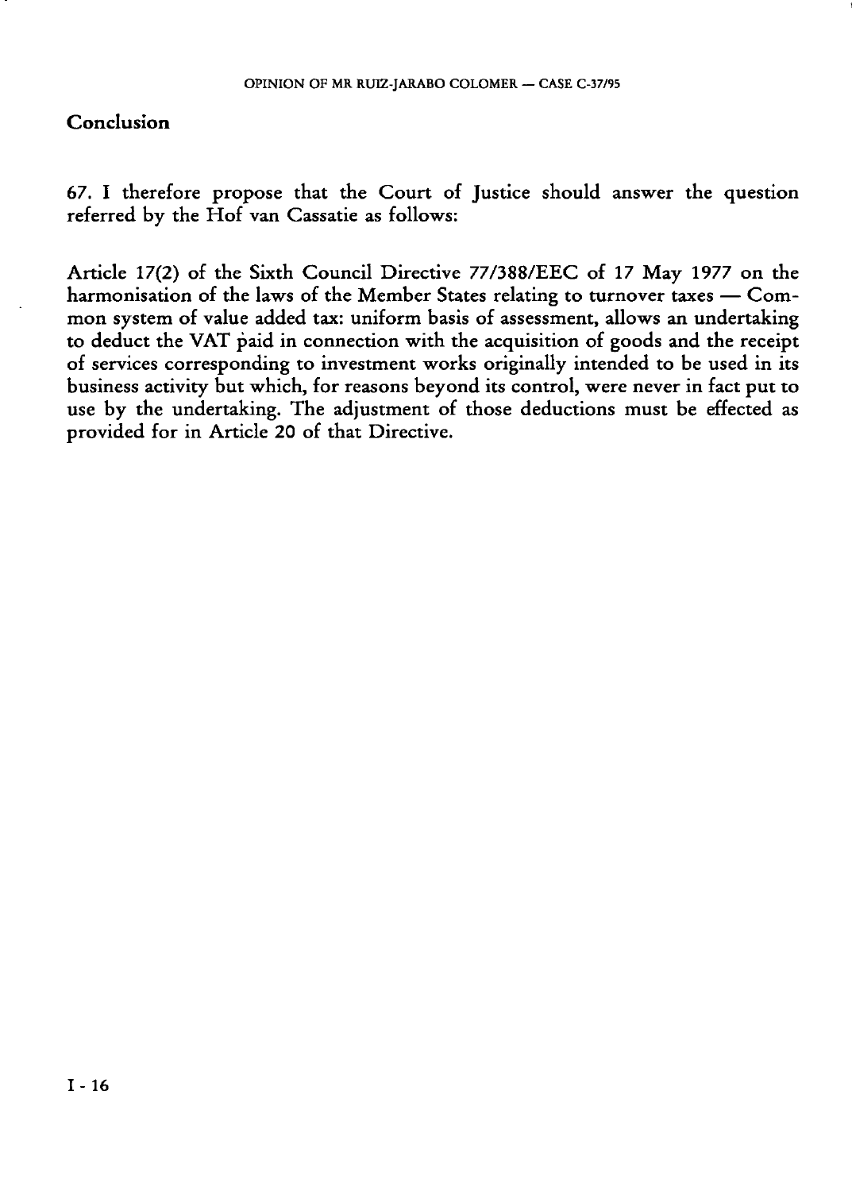## Conclusion

67. I therefore propose that the Court of Justice should answer the question referred by the Hof van Cassatie as follows:

Article 17(2) of the Sixth Council Directive 77/388/EEC of 17 May 1977 on the harmonisation of the laws of the Member States relating to turnover taxes — Common system of value added tax: uniform basis of assessment, allows an undertaking to deduct the VAT paid in connection with the acquisition of goods and the receipt of services corresponding to investment works originally intended to be used in its business activity but which, for reasons beyond its control, were never in fact put to use by the undertaking. The adjustment of those deductions must be effected as provided for in Article 20 of that Directive.